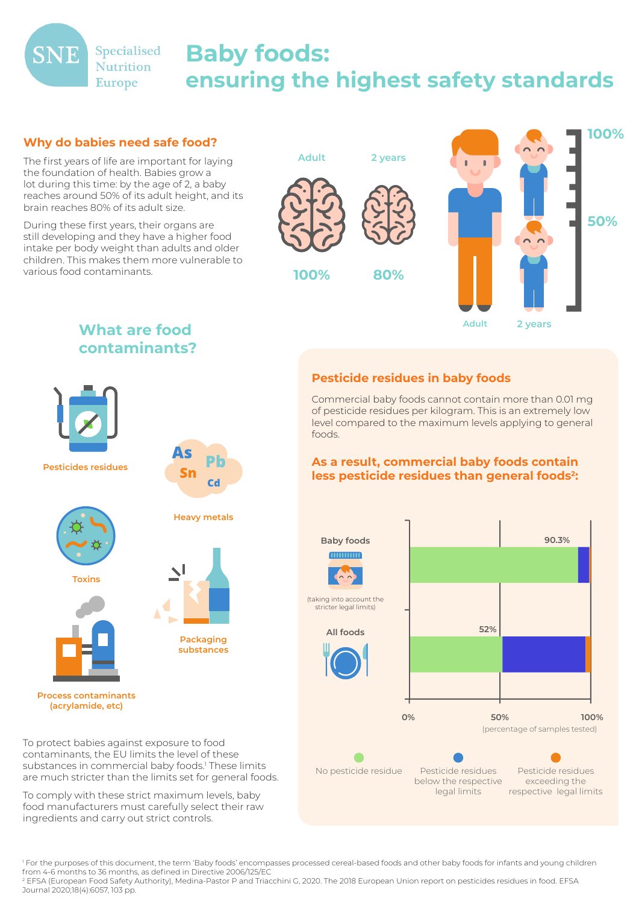# Baby foods: ensuring the highest safety standards

SNE Specialised Nutrition Europe

## Why do babies need safe food?

The first years of life are important for laying the foundation of health. Babies grow a lot during this time: by the age of 2, a baby reaches around 50% of its adult height, and its brain reaches 80% of its adult size.

During these first years, their organs are still developing and they have a higher food intake per body weight than adults and older children. This makes them more vulnerable to various food contaminants.

Adult 100% — 2 years 80%

Adult 100% — 2 years 50%

## What are food contaminants?

- Pesticides residues
- Heavy metals (As, Pb, Sn, Cd)
- Toxins
- Packaging substances
- Process contaminants (acrylamide, etc)

To protect babies against exposure to food contaminants, the EU limits the level of these substances in commercial baby foods.[1] These limits are much stricter than the limits set for general foods.

To comply with these strict maximum levels, baby food manufacturers must carefully select their raw ingredients and carry out strict controls.

## Pesticide residues in baby foods

Commercial baby foods cannot contain more than 0.01 mg of pesticide residues per kilogram. This is an extremely low level compared to the maximum levels applying to general foods.

**As a result, commercial baby foods contain less pesticide residues than general foods[2]:**

| | No pesticide residue |
|---|---|
| Baby foods (taking into account the stricter legal limits) | 90.3% |
| All foods | 52% |

(percentage of samples tested)

Legend: No pesticide residue; Pesticide residues below the respective legal limits; Pesticide residues exceeding the respective legal limits

[1] For the purposes of this document, the term 'Baby foods' encompasses processed cereal-based foods and other baby foods for infants and young children from 4-6 months to 36 months, as defined in Directive 2006/125/EC

[2] EFSA (European Food Safety Authority), Medina-Pastor P and Triacchini G, 2020. The 2018 European Union report on pesticides residues in food. EFSA Journal 2020;18(4):6057, 103 pp.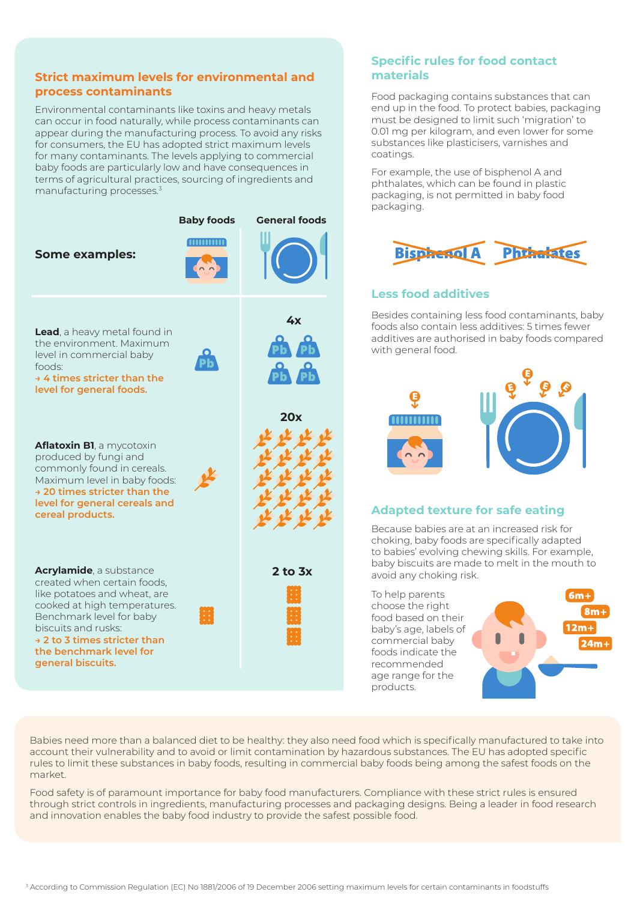## Strict maximum levels for environmental and process contaminants

Environmental contaminants like toxins and heavy metals can occur in food naturally, while process contaminants can appear during the manufacturing process. To avoid any risks for consumers, the EU has adopted strict maximum levels for many contaminants. The levels applying to commercial baby foods are particularly low and have consequences in terms of agricultural practices, sourcing of ingredients and manufacturing processes.[3]

**Some examples:**

Baby foods

General foods

**Lead**, a heavy metal found in the environment. Maximum level in commercial baby foods:
→ 4 times stricter than the level for general foods.

4x

**Aflatoxin B1**, a mycotoxin produced by fungi and commonly found in cereals. Maximum level in baby foods:
→ 20 times stricter than the level for general cereals and cereal products.

20x

**Acrylamide**, a substance created when certain foods, like potatoes and wheat, are cooked at high temperatures. Benchmark level for baby biscuits and rusks:
→ 2 to 3 times stricter than the benchmark level for general biscuits.

2 to 3x

## Specific rules for food contact materials

Food packaging contains substances that can end up in the food. To protect babies, packaging must be designed to limit such 'migration' to 0.01 mg per kilogram, and even lower for some substances like plasticisers, varnishes and coatings.

For example, the use of bisphenol A and phthalates, which can be found in plastic packaging, is not permitted in baby food packaging.

~~Bisphenol A~~ ~~Phthalates~~

## Less food additives

Besides containing less food contaminants, baby foods also contain less additives: 5 times fewer additives are authorised in baby foods compared with general food.

## Adapted texture for safe eating

Because babies are at an increased risk for choking, baby foods are specifically adapted to babies' evolving chewing skills. For example, baby biscuits are made to melt in the mouth to avoid any choking risk.

To help parents choose the right food based on their baby's age, labels of commercial baby foods indicate the recommended age range for the products.

6m+
8m+
12m+
24m+

Babies need more than a balanced diet to be healthy: they also need food which is specifically manufactured to take into account their vulnerability and to avoid or limit contamination by hazardous substances. The EU has adopted specific rules to limit these substances in baby foods, resulting in commercial baby foods being among the safest foods on the market.

Food safety is of paramount importance for baby food manufacturers. Compliance with these strict rules is ensured through strict controls in ingredients, manufacturing processes and packaging designs. Being a leader in food research and innovation enables the baby food industry to provide the safest possible food.

[3] According to Commission Regulation (EC) No 1881/2006 of 19 December 2006 setting maximum levels for certain contaminants in foodstuffs